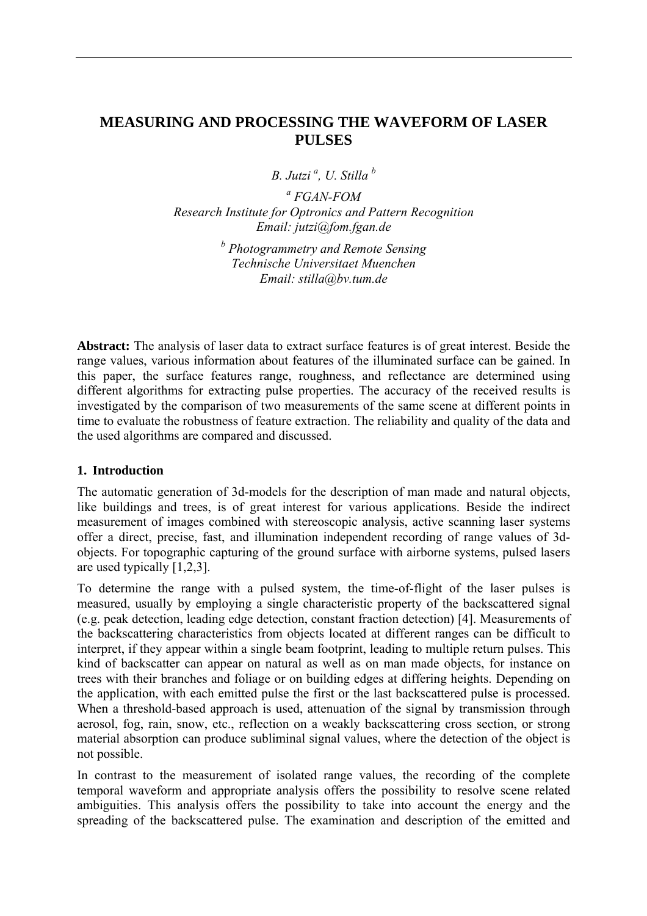# MEASURING AND PROCESSING THE WAVEFORM OF LASER PULSES

*B. Jutzi [a], U. Stilla [b]*

*[a] FGAN-FOM*
*Research Institute for Optronics and Pattern Recognition*
*Email: jutzi@fom.fgan.de*

*[b] Photogrammetry and Remote Sensing*
*Technische Universitaet Muenchen*
*Email: stilla@bv.tum.de*

**Abstract:** The analysis of laser data to extract surface features is of great interest. Beside the range values, various information about features of the illuminated surface can be gained. In this paper, the surface features range, roughness, and reflectance are determined using different algorithms for extracting pulse properties. The accuracy of the received results is investigated by the comparison of two measurements of the same scene at different points in time to evaluate the robustness of feature extraction. The reliability and quality of the data and the used algorithms are compared and discussed.

## 1. Introduction

The automatic generation of 3d-models for the description of man made and natural objects, like buildings and trees, is of great interest for various applications. Beside the indirect measurement of images combined with stereoscopic analysis, active scanning laser systems offer a direct, precise, fast, and illumination independent recording of range values of 3d-objects. For topographic capturing of the ground surface with airborne systems, pulsed lasers are used typically [1,2,3].

To determine the range with a pulsed system, the time-of-flight of the laser pulses is measured, usually by employing a single characteristic property of the backscattered signal (e.g. peak detection, leading edge detection, constant fraction detection) [4]. Measurements of the backscattering characteristics from objects located at different ranges can be difficult to interpret, if they appear within a single beam footprint, leading to multiple return pulses. This kind of backscatter can appear on natural as well as on man made objects, for instance on trees with their branches and foliage or on building edges at differing heights. Depending on the application, with each emitted pulse the first or the last backscattered pulse is processed. When a threshold-based approach is used, attenuation of the signal by transmission through aerosol, fog, rain, snow, etc., reflection on a weakly backscattering cross section, or strong material absorption can produce subliminal signal values, where the detection of the object is not possible.

In contrast to the measurement of isolated range values, the recording of the complete temporal waveform and appropriate analysis offers the possibility to resolve scene related ambiguities. This analysis offers the possibility to take into account the energy and the spreading of the backscattered pulse. The examination and description of the emitted and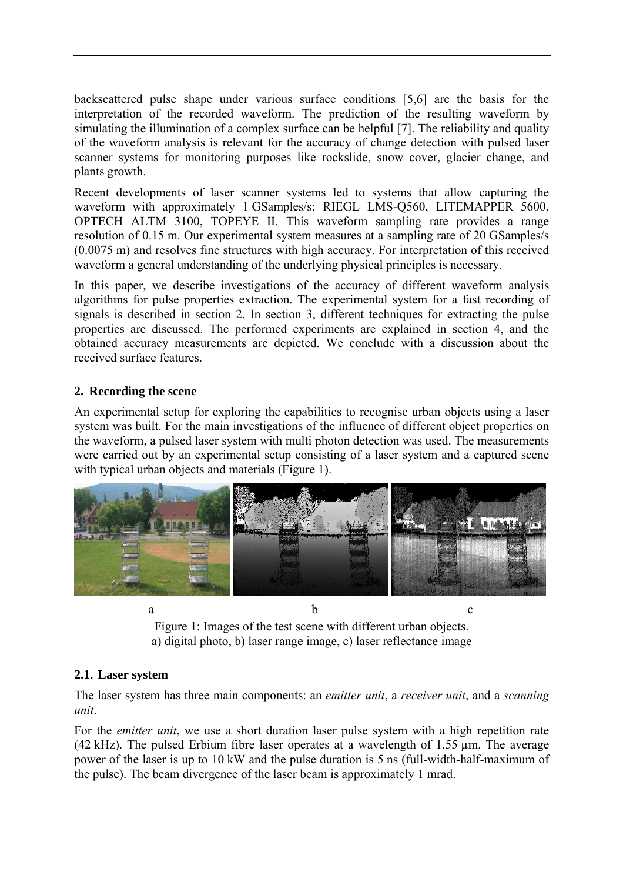backscattered pulse shape under various surface conditions [5,6] are the basis for the interpretation of the recorded waveform. The prediction of the resulting waveform by simulating the illumination of a complex surface can be helpful [7]. The reliability and quality of the waveform analysis is relevant for the accuracy of change detection with pulsed laser scanner systems for monitoring purposes like rockslide, snow cover, glacier change, and plants growth.

Recent developments of laser scanner systems led to systems that allow capturing the waveform with approximately 1 GSamples/s: RIEGL LMS-Q560, LITEMAPPER 5600, OPTECH ALTM 3100, TOPEYE II. This waveform sampling rate provides a range resolution of 0.15 m. Our experimental system measures at a sampling rate of 20 GSamples/s (0.0075 m) and resolves fine structures with high accuracy. For interpretation of this received waveform a general understanding of the underlying physical principles is necessary.

In this paper, we describe investigations of the accuracy of different waveform analysis algorithms for pulse properties extraction. The experimental system for a fast recording of signals is described in section 2. In section 3, different techniques for extracting the pulse properties are discussed. The performed experiments are explained in section 4, and the obtained accuracy measurements are depicted. We conclude with a discussion about the received surface features.

## 2. Recording the scene

An experimental setup for exploring the capabilities to recognise urban objects using a laser system was built. For the main investigations of the influence of different object properties on the waveform, a pulsed laser system with multi photon detection was used. The measurements were carried out by an experimental setup consisting of a laser system and a captured scene with typical urban objects and materials (Figure 1).

a b c

Figure 1: Images of the test scene with different urban objects.
a) digital photo, b) laser range image, c) laser reflectance image

### 2.1. Laser system

The laser system has three main components: an *emitter unit*, a *receiver unit*, and a *scanning unit*.

For the *emitter unit*, we use a short duration laser pulse system with a high repetition rate (42 kHz). The pulsed Erbium fibre laser operates at a wavelength of 1.55 µm. The average power of the laser is up to 10 kW and the pulse duration is 5 ns (full-width-half-maximum of the pulse). The beam divergence of the laser beam is approximately 1 mrad.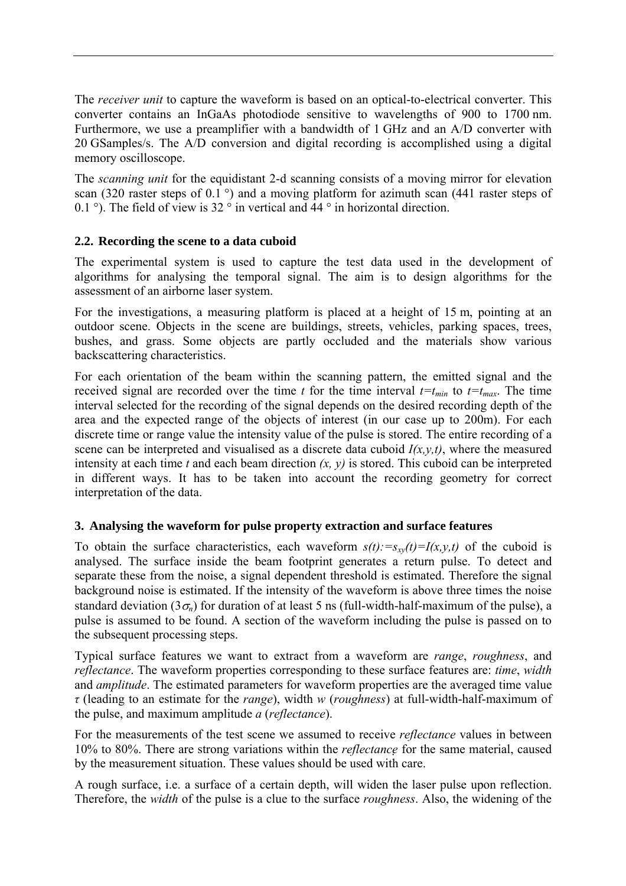The *receiver unit* to capture the waveform is based on an optical-to-electrical converter. This converter contains an InGaAs photodiode sensitive to wavelengths of 900 to 1700 nm. Furthermore, we use a preamplifier with a bandwidth of 1 GHz and an A/D converter with 20 GSamples/s. The A/D conversion and digital recording is accomplished using a digital memory oscilloscope.

The *scanning unit* for the equidistant 2-d scanning consists of a moving mirror for elevation scan (320 raster steps of 0.1 °) and a moving platform for azimuth scan (441 raster steps of 0.1 °). The field of view is 32 ° in vertical and 44 ° in horizontal direction.

### 2.2. Recording the scene to a data cuboid

The experimental system is used to capture the test data used in the development of algorithms for analysing the temporal signal. The aim is to design algorithms for the assessment of an airborne laser system.

For the investigations, a measuring platform is placed at a height of 15 m, pointing at an outdoor scene. Objects in the scene are buildings, streets, vehicles, parking spaces, trees, bushes, and grass. Some objects are partly occluded and the materials show various backscattering characteristics.

For each orientation of the beam within the scanning pattern, the emitted signal and the received signal are recorded over the time $t$ for the time interval $t=t_{min}$ to $t=t_{max}$. The time interval selected for the recording of the signal depends on the desired recording depth of the area and the expected range of the objects of interest (in our case up to 200m). For each discrete time or range value the intensity value of the pulse is stored. The entire recording of a scene can be interpreted and visualised as a discrete data cuboid $I(x,y,t)$, where the measured intensity at each time $t$ and each beam direction $(x, y)$ is stored. This cuboid can be interpreted in different ways. It has to be taken into account the recording geometry for correct interpretation of the data.

## 3. Analysing the waveform for pulse property extraction and surface features

To obtain the surface characteristics, each waveform $s(t):=s_{xy}(t)=I(x,y,t)$ of the cuboid is analysed. The surface inside the beam footprint generates a return pulse. To detect and separate these from the noise, a signal dependent threshold is estimated. Therefore the signal background noise is estimated. If the intensity of the waveform is above three times the noise standard deviation ($3\sigma_n$) for duration of at least 5 ns (full-width-half-maximum of the pulse), a pulse is assumed to be found. A section of the waveform including the pulse is passed on to the subsequent processing steps.

Typical surface features we want to extract from a waveform are *range*, *roughness*, and *reflectance*. The waveform properties corresponding to these surface features are: *time*, *width* and *amplitude*. The estimated parameters for waveform properties are the averaged time value $\tau$ (leading to an estimate for the *range*), width $w$ (*roughness*) at full-width-half-maximum of the pulse, and maximum amplitude $a$ (*reflectance*).

For the measurements of the test scene we assumed to receive *reflectance* values in between 10% to 80%. There are strong variations within the *reflectance* for the same material, caused by the measurement situation. These values should be used with care.

A rough surface, i.e. a surface of a certain depth, will widen the laser pulse upon reflection. Therefore, the *width* of the pulse is a clue to the surface *roughness*. Also, the widening of the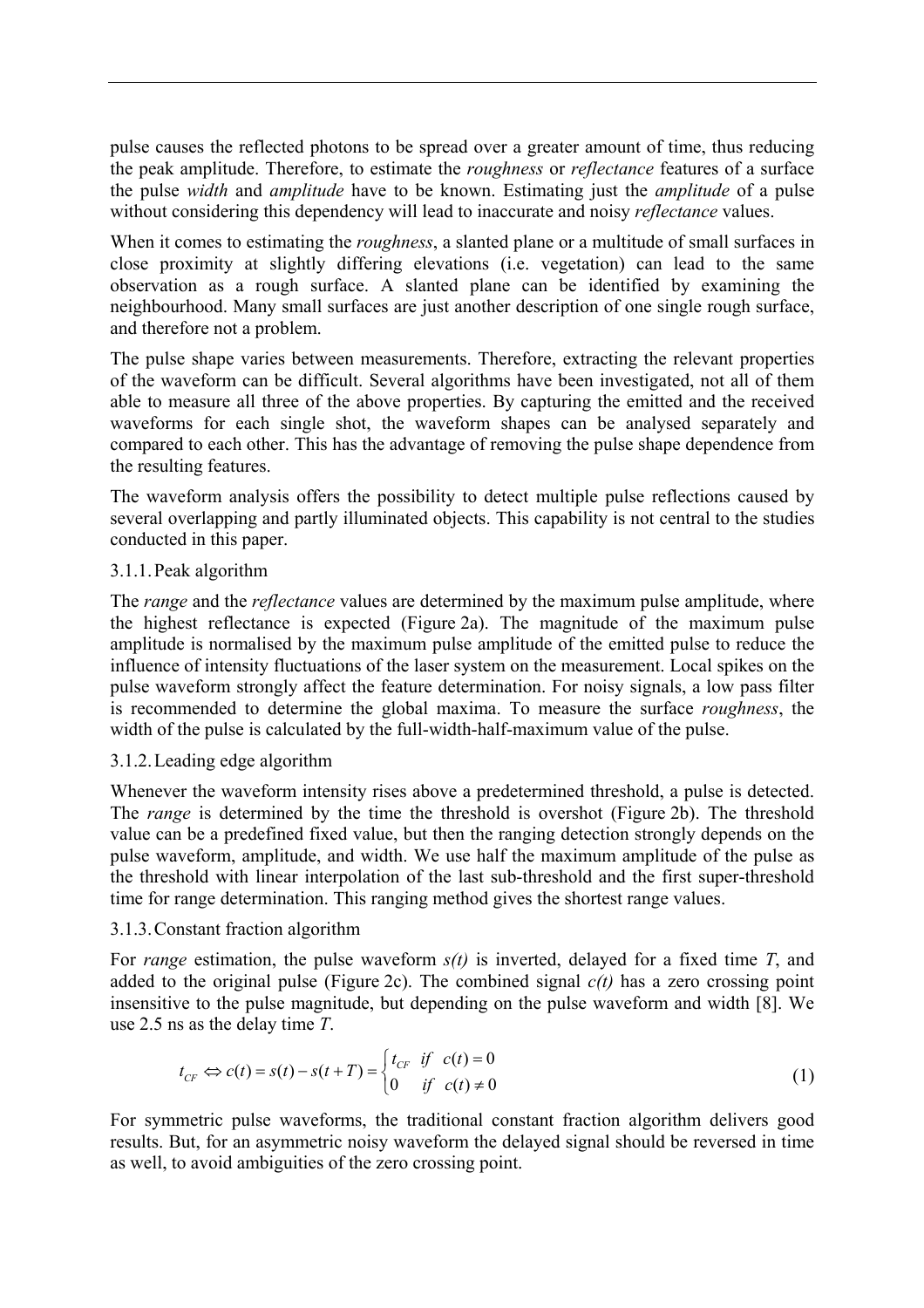pulse causes the reflected photons to be spread over a greater amount of time, thus reducing the peak amplitude. Therefore, to estimate the *roughness* or *reflectance* features of a surface the pulse *width* and *amplitude* have to be known. Estimating just the *amplitude* of a pulse without considering this dependency will lead to inaccurate and noisy *reflectance* values.

When it comes to estimating the *roughness*, a slanted plane or a multitude of small surfaces in close proximity at slightly differing elevations (i.e. vegetation) can lead to the same observation as a rough surface. A slanted plane can be identified by examining the neighbourhood. Many small surfaces are just another description of one single rough surface, and therefore not a problem.

The pulse shape varies between measurements. Therefore, extracting the relevant properties of the waveform can be difficult. Several algorithms have been investigated, not all of them able to measure all three of the above properties. By capturing the emitted and the received waveforms for each single shot, the waveform shapes can be analysed separately and compared to each other. This has the advantage of removing the pulse shape dependence from the resulting features.

The waveform analysis offers the possibility to detect multiple pulse reflections caused by several overlapping and partly illuminated objects. This capability is not central to the studies conducted in this paper.

#### 3.1.1. Peak algorithm

The *range* and the *reflectance* values are determined by the maximum pulse amplitude, where the highest reflectance is expected (Figure 2a). The magnitude of the maximum pulse amplitude is normalised by the maximum pulse amplitude of the emitted pulse to reduce the influence of intensity fluctuations of the laser system on the measurement. Local spikes on the pulse waveform strongly affect the feature determination. For noisy signals, a low pass filter is recommended to determine the global maxima. To measure the surface *roughness*, the width of the pulse is calculated by the full-width-half-maximum value of the pulse.

#### 3.1.2. Leading edge algorithm

Whenever the waveform intensity rises above a predetermined threshold, a pulse is detected. The *range* is determined by the time the threshold is overshot (Figure 2b). The threshold value can be a predefined fixed value, but then the ranging detection strongly depends on the pulse waveform, amplitude, and width. We use half the maximum amplitude of the pulse as the threshold with linear interpolation of the last sub-threshold and the first super-threshold time for range determination. This ranging method gives the shortest range values.

#### 3.1.3. Constant fraction algorithm

For *range* estimation, the pulse waveform *s(t)* is inverted, delayed for a fixed time *T*, and added to the original pulse (Figure 2c). The combined signal *c(t)* has a zero crossing point insensitive to the pulse magnitude, but depending on the pulse waveform and width [8]. We use 2.5 ns as the delay time *T*.

$$t_{CF} \Leftrightarrow c(t) = s(t) - s(t+T) = \begin{cases} t_{CF} & if \quad c(t) = 0 \\ 0 & if \quad c(t) \neq 0 \end{cases} \tag{1}$$

For symmetric pulse waveforms, the traditional constant fraction algorithm delivers good results. But, for an asymmetric noisy waveform the delayed signal should be reversed in time as well, to avoid ambiguities of the zero crossing point.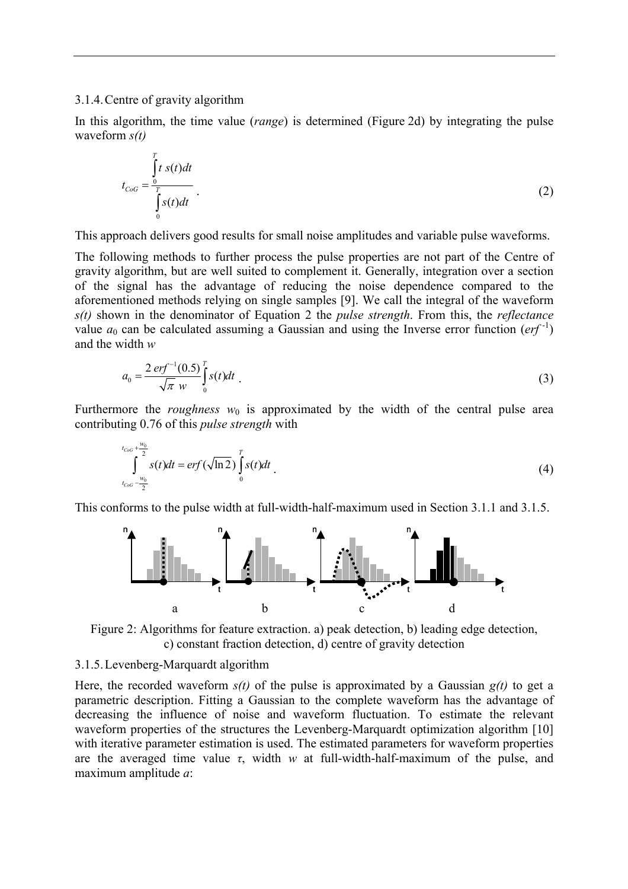### 3.1.4. Centre of gravity algorithm

In this algorithm, the time value (*range*) is determined (Figure 2d) by integrating the pulse waveform *s(t)*

$$t_{CoG} = \frac{\int_0^T t\, s(t) dt}{\int_0^T s(t) dt} \quad . \tag{2}$$

This approach delivers good results for small noise amplitudes and variable pulse waveforms.

The following methods to further process the pulse properties are not part of the Centre of gravity algorithm, but are well suited to complement it. Generally, integration over a section of the signal has the advantage of reducing the noise dependence compared to the aforementioned methods relying on single samples [9]. We call the integral of the waveform *s(t)* shown in the denominator of Equation 2 the *pulse strength*. From this, the *reflectance* value $a_0$ can be calculated assuming a Gaussian and using the Inverse error function ($erf^{-1}$) and the width $w$

$$a_0 = \frac{2\, erf^{-1}(0.5)}{\sqrt{\pi}\; w} \int_0^T s(t) dt \quad . \tag{3}$$

Furthermore the *roughness* $w_0$ is approximated by the width of the central pulse area contributing 0.76 of this *pulse strength* with

$$\int_{t_{CoG}-\frac{w_0}{2}}^{t_{CoG}+\frac{w_0}{2}} s(t) dt = erf(\sqrt{\ln 2}) \int_0^T s(t) dt \quad . \tag{4}$$

This conforms to the pulse width at full-width-half-maximum used in Section 3.1.1 and 3.1.5.

Figure 2: Algorithms for feature extraction. a) peak detection, b) leading edge detection, c) constant fraction detection, d) centre of gravity detection

### 3.1.5. Levenberg-Marquardt algorithm

Here, the recorded waveform *s(t)* of the pulse is approximated by a Gaussian *g(t)* to get a parametric description. Fitting a Gaussian to the complete waveform has the advantage of decreasing the influence of noise and waveform fluctuation. To estimate the relevant waveform properties of the structures the Levenberg-Marquardt optimization algorithm [10] with iterative parameter estimation is used. The estimated parameters for waveform properties are the averaged time value $\tau$, width $w$ at full-width-half-maximum of the pulse, and maximum amplitude $a$: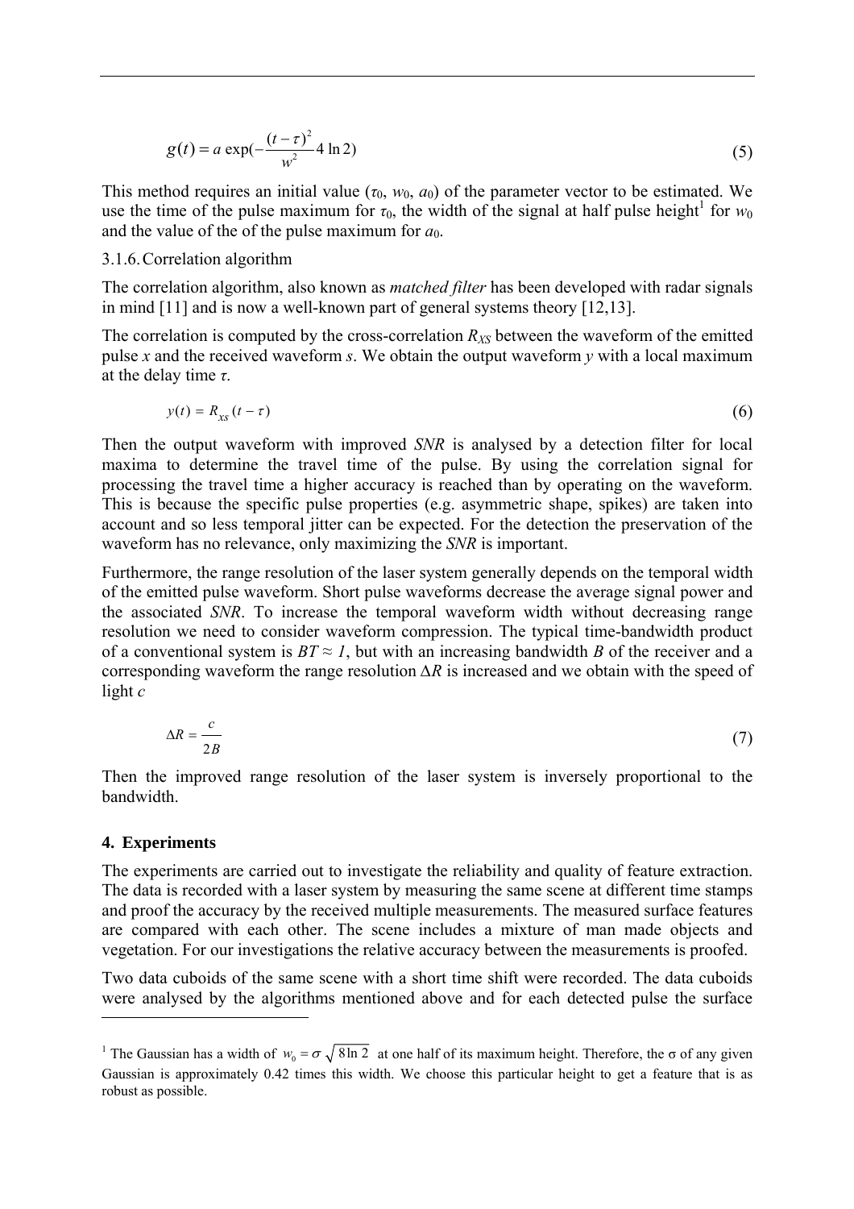$$g(t) = a \exp(-\frac{(t-\tau)^2}{w^2} 4 \ln 2) \tag{5}$$

This method requires an initial value ($\tau_0$, $w_0$, $a_0$) of the parameter vector to be estimated. We use the time of the pulse maximum for $\tau_0$, the width of the signal at half pulse height[1] for $w_0$ and the value of the of the pulse maximum for $a_0$.

3.1.6. Correlation algorithm

The correlation algorithm, also known as *matched filter* has been developed with radar signals in mind [11] and is now a well-known part of general systems theory [12,13].

The correlation is computed by the cross-correlation $R_{XS}$ between the waveform of the emitted pulse $x$ and the received waveform $s$. We obtain the output waveform $y$ with a local maximum at the delay time $\tau$.

$$y(t) = R_{xs}(t-\tau) \tag{6}$$

Then the output waveform with improved *SNR* is analysed by a detection filter for local maxima to determine the travel time of the pulse. By using the correlation signal for processing the travel time a higher accuracy is reached than by operating on the waveform. This is because the specific pulse properties (e.g. asymmetric shape, spikes) are taken into account and so less temporal jitter can be expected. For the detection the preservation of the waveform has no relevance, only maximizing the *SNR* is important.

Furthermore, the range resolution of the laser system generally depends on the temporal width of the emitted pulse waveform. Short pulse waveforms decrease the average signal power and the associated *SNR*. To increase the temporal waveform width without decreasing range resolution we need to consider waveform compression. The typical time-bandwidth product of a conventional system is $BT \approx 1$, but with an increasing bandwidth $B$ of the receiver and a corresponding waveform the range resolution $\Delta R$ is increased and we obtain with the speed of light $c$

$$\Delta R = \frac{c}{2B} \tag{7}$$

Then the improved range resolution of the laser system is inversely proportional to the bandwidth.

## 4. Experiments

The experiments are carried out to investigate the reliability and quality of feature extraction. The data is recorded with a laser system by measuring the same scene at different time stamps and proof the accuracy by the received multiple measurements. The measured surface features are compared with each other. The scene includes a mixture of man made objects and vegetation. For our investigations the relative accuracy between the measurements is proofed.

Two data cuboids of the same scene with a short time shift were recorded. The data cuboids were analysed by the algorithms mentioned above and for each detected pulse the surface

---

[1] The Gaussian has a width of $w_0 = \sigma\sqrt{8 \ln 2}$ at one half of its maximum height. Therefore, the σ of any given Gaussian is approximately 0.42 times this width. We choose this particular height to get a feature that is as robust as possible.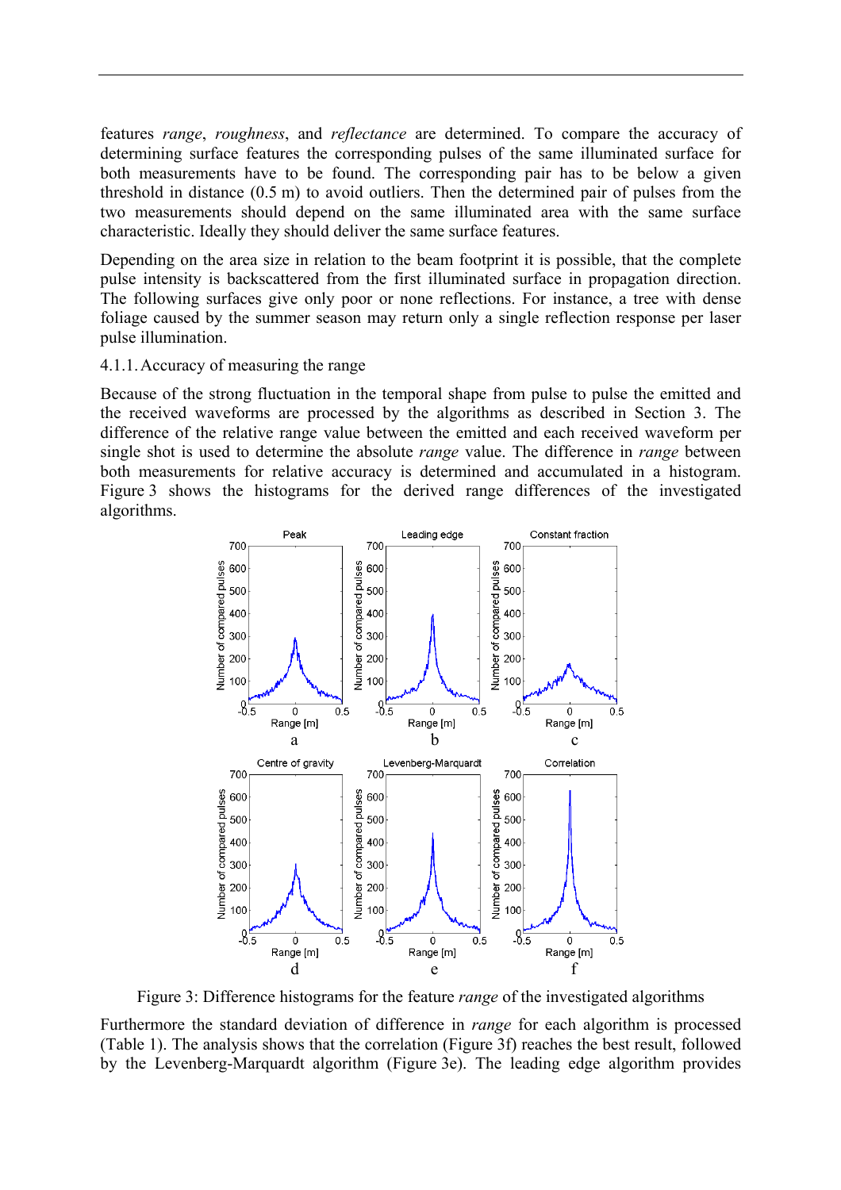features *range*, *roughness*, and *reflectance* are determined. To compare the accuracy of determining surface features the corresponding pulses of the same illuminated surface for both measurements have to be found. The corresponding pair has to be below a given threshold in distance (0.5 m) to avoid outliers. Then the determined pair of pulses from the two measurements should depend on the same illuminated area with the same surface characteristic. Ideally they should deliver the same surface features.

Depending on the area size in relation to the beam footprint it is possible, that the complete pulse intensity is backscattered from the first illuminated surface in propagation direction. The following surfaces give only poor or none reflections. For instance, a tree with dense foliage caused by the summer season may return only a single reflection response per laser pulse illumination.

### 4.1.1. Accuracy of measuring the range

Because of the strong fluctuation in the temporal shape from pulse to pulse the emitted and the received waveforms are processed by the algorithms as described in Section 3. The difference of the relative range value between the emitted and each received waveform per single shot is used to determine the absolute *range* value. The difference in *range* between both measurements for relative accuracy is determined and accumulated in a histogram. Figure 3 shows the histograms for the derived range differences of the investigated algorithms.

Figure 3: Difference histograms for the feature *range* of the investigated algorithms

Furthermore the standard deviation of difference in *range* for each algorithm is processed (Table 1). The analysis shows that the correlation (Figure 3f) reaches the best result, followed by the Levenberg-Marquardt algorithm (Figure 3e). The leading edge algorithm provides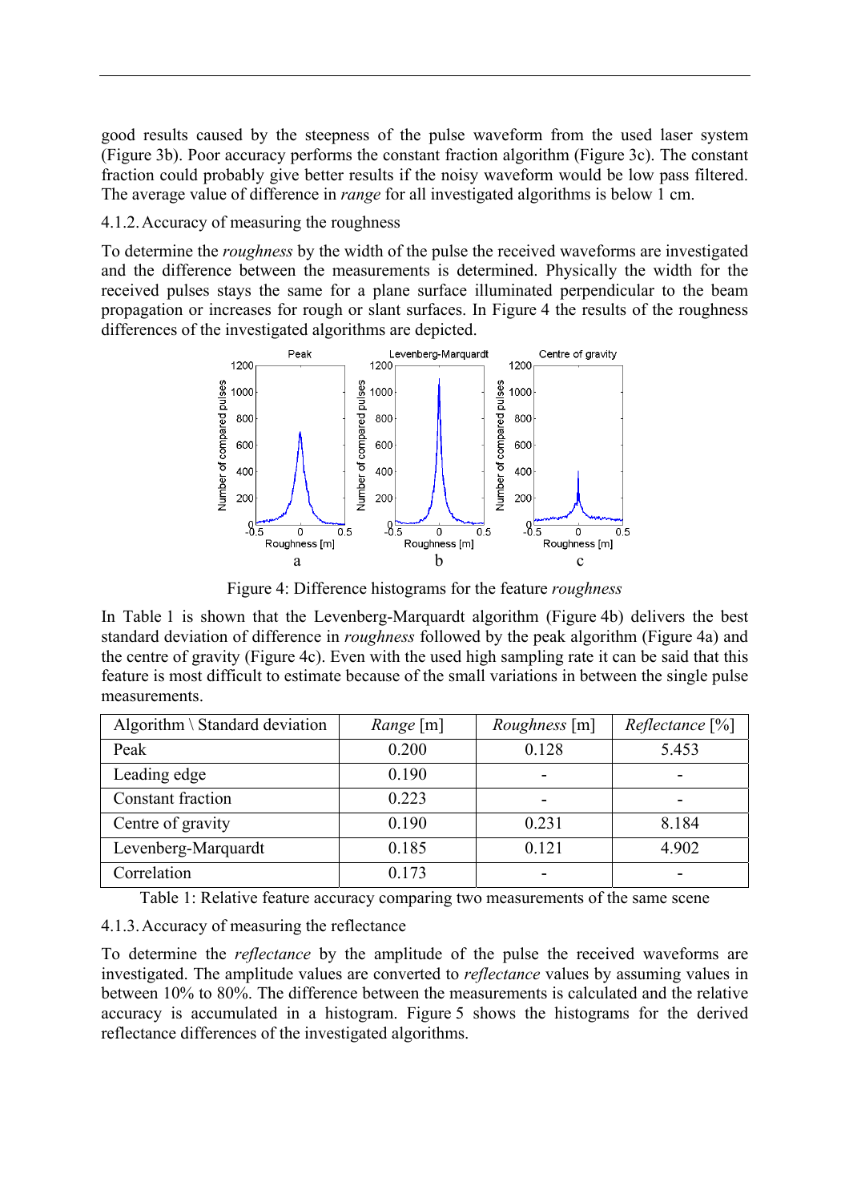good results caused by the steepness of the pulse waveform from the used laser system (Figure 3b). Poor accuracy performs the constant fraction algorithm (Figure 3c). The constant fraction could probably give better results if the noisy waveform would be low pass filtered. The average value of difference in *range* for all investigated algorithms is below 1 cm.

### 4.1.2. Accuracy of measuring the roughness

To determine the *roughness* by the width of the pulse the received waveforms are investigated and the difference between the measurements is determined. Physically the width for the received pulses stays the same for a plane surface illuminated perpendicular to the beam propagation or increases for rough or slant surfaces. In Figure 4 the results of the roughness differences of the investigated algorithms are depicted.

Figure 4: Difference histograms for the feature *roughness*

In Table 1 is shown that the Levenberg-Marquardt algorithm (Figure 4b) delivers the best standard deviation of difference in *roughness* followed by the peak algorithm (Figure 4a) and the centre of gravity (Figure 4c). Even with the used high sampling rate it can be said that this feature is most difficult to estimate because of the small variations in between the single pulse measurements.

| Algorithm \ Standard deviation | *Range* [m] | *Roughness* [m] | *Reflectance* [%] |
|---|---|---|---|
| Peak | 0.200 | 0.128 | 5.453 |
| Leading edge | 0.190 | - | - |
| Constant fraction | 0.223 | - | - |
| Centre of gravity | 0.190 | 0.231 | 8.184 |
| Levenberg-Marquardt | 0.185 | 0.121 | 4.902 |
| Correlation | 0.173 | - | - |

Table 1: Relative feature accuracy comparing two measurements of the same scene

### 4.1.3. Accuracy of measuring the reflectance

To determine the *reflectance* by the amplitude of the pulse the received waveforms are investigated. The amplitude values are converted to *reflectance* values by assuming values in between 10% to 80%. The difference between the measurements is calculated and the relative accuracy is accumulated in a histogram. Figure 5 shows the histograms for the derived reflectance differences of the investigated algorithms.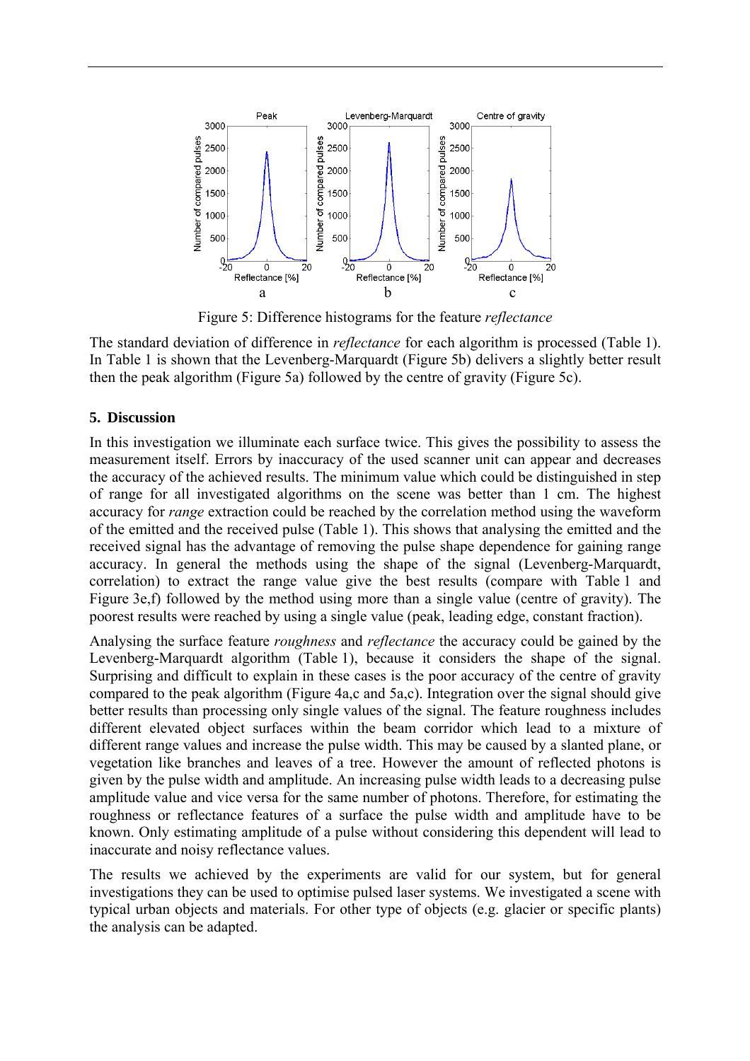Figure 5: Difference histograms for the feature *reflectance*

The standard deviation of difference in *reflectance* for each algorithm is processed (Table 1). In Table 1 is shown that the Levenberg-Marquardt (Figure 5b) delivers a slightly better result then the peak algorithm (Figure 5a) followed by the centre of gravity (Figure 5c).

## 5. Discussion

In this investigation we illuminate each surface twice. This gives the possibility to assess the measurement itself. Errors by inaccuracy of the used scanner unit can appear and decreases the accuracy of the achieved results. The minimum value which could be distinguished in step of range for all investigated algorithms on the scene was better than 1 cm. The highest accuracy for *range* extraction could be reached by the correlation method using the waveform of the emitted and the received pulse (Table 1). This shows that analysing the emitted and the received signal has the advantage of removing the pulse shape dependence for gaining range accuracy. In general the methods using the shape of the signal (Levenberg-Marquardt, correlation) to extract the range value give the best results (compare with Table 1 and Figure 3e,f) followed by the method using more than a single value (centre of gravity). The poorest results were reached by using a single value (peak, leading edge, constant fraction).

Analysing the surface feature *roughness* and *reflectance* the accuracy could be gained by the Levenberg-Marquardt algorithm (Table 1), because it considers the shape of the signal. Surprising and difficult to explain in these cases is the poor accuracy of the centre of gravity compared to the peak algorithm (Figure 4a,c and 5a,c). Integration over the signal should give better results than processing only single values of the signal. The feature roughness includes different elevated object surfaces within the beam corridor which lead to a mixture of different range values and increase the pulse width. This may be caused by a slanted plane, or vegetation like branches and leaves of a tree. However the amount of reflected photons is given by the pulse width and amplitude. An increasing pulse width leads to a decreasing pulse amplitude value and vice versa for the same number of photons. Therefore, for estimating the roughness or reflectance features of a surface the pulse width and amplitude have to be known. Only estimating amplitude of a pulse without considering this dependent will lead to inaccurate and noisy reflectance values.

The results we achieved by the experiments are valid for our system, but for general investigations they can be used to optimise pulsed laser systems. We investigated a scene with typical urban objects and materials. For other type of objects (e.g. glacier or specific plants) the analysis can be adapted.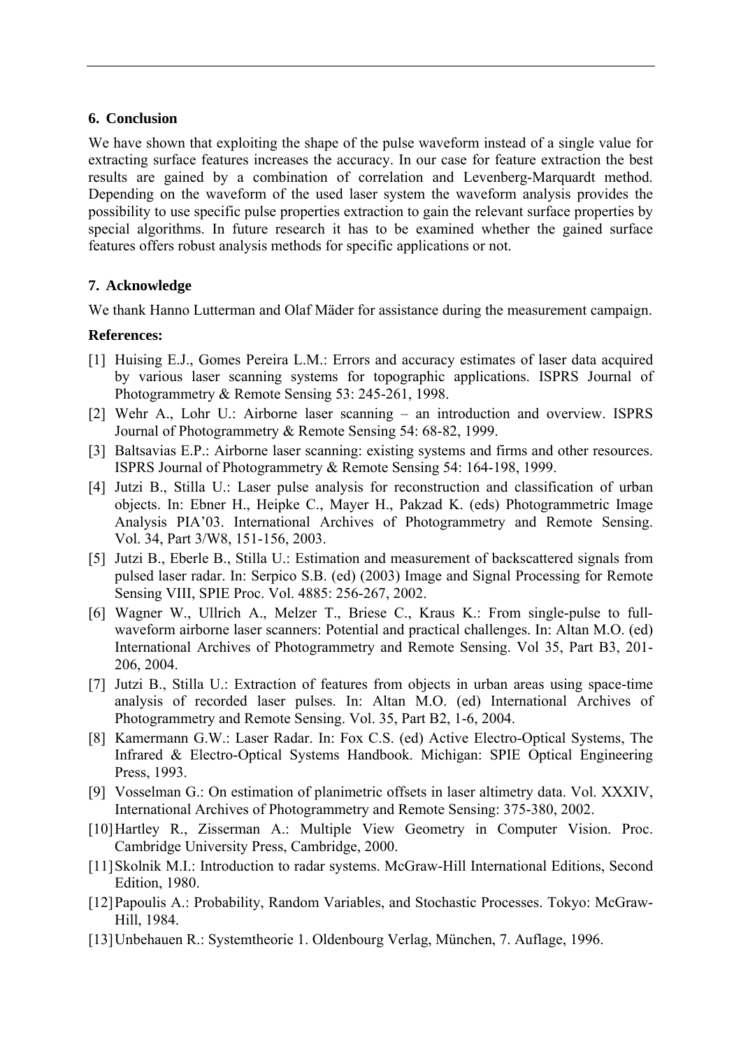## 6. Conclusion

We have shown that exploiting the shape of the pulse waveform instead of a single value for extracting surface features increases the accuracy. In our case for feature extraction the best results are gained by a combination of correlation and Levenberg-Marquardt method. Depending on the waveform of the used laser system the waveform analysis provides the possibility to use specific pulse properties extraction to gain the relevant surface properties by special algorithms. In future research it has to be examined whether the gained surface features offers robust analysis methods for specific applications or not.

## 7. Acknowledge

We thank Hanno Lutterman and Olaf Mäder for assistance during the measurement campaign.

**References:**

[1] Huising E.J., Gomes Pereira L.M.: Errors and accuracy estimates of laser data acquired by various laser scanning systems for topographic applications. ISPRS Journal of Photogrammetry & Remote Sensing 53: 245-261, 1998.

[2] Wehr A., Lohr U.: Airborne laser scanning – an introduction and overview. ISPRS Journal of Photogrammetry & Remote Sensing 54: 68-82, 1999.

[3] Baltsavias E.P.: Airborne laser scanning: existing systems and firms and other resources. ISPRS Journal of Photogrammetry & Remote Sensing 54: 164-198, 1999.

[4] Jutzi B., Stilla U.: Laser pulse analysis for reconstruction and classification of urban objects. In: Ebner H., Heipke C., Mayer H., Pakzad K. (eds) Photogrammetric Image Analysis PIA'03. International Archives of Photogrammetry and Remote Sensing. Vol. 34, Part 3/W8, 151-156, 2003.

[5] Jutzi B., Eberle B., Stilla U.: Estimation and measurement of backscattered signals from pulsed laser radar. In: Serpico S.B. (ed) (2003) Image and Signal Processing for Remote Sensing VIII, SPIE Proc. Vol. 4885: 256-267, 2002.

[6] Wagner W., Ullrich A., Melzer T., Briese C., Kraus K.: From single-pulse to full-waveform airborne laser scanners: Potential and practical challenges. In: Altan M.O. (ed) International Archives of Photogrammetry and Remote Sensing. Vol 35, Part B3, 201-206, 2004.

[7] Jutzi B., Stilla U.: Extraction of features from objects in urban areas using space-time analysis of recorded laser pulses. In: Altan M.O. (ed) International Archives of Photogrammetry and Remote Sensing. Vol. 35, Part B2, 1-6, 2004.

[8] Kamermann G.W.: Laser Radar. In: Fox C.S. (ed) Active Electro-Optical Systems, The Infrared & Electro-Optical Systems Handbook. Michigan: SPIE Optical Engineering Press, 1993.

[9] Vosselman G.: On estimation of planimetric offsets in laser altimetry data. Vol. XXXIV, International Archives of Photogrammetry and Remote Sensing: 375-380, 2002.

[10] Hartley R., Zisserman A.: Multiple View Geometry in Computer Vision. Proc. Cambridge University Press, Cambridge, 2000.

[11] Skolnik M.I.: Introduction to radar systems. McGraw-Hill International Editions, Second Edition, 1980.

[12] Papoulis A.: Probability, Random Variables, and Stochastic Processes. Tokyo: McGraw-Hill, 1984.

[13] Unbehauen R.: Systemtheorie 1. Oldenbourg Verlag, München, 7. Auflage, 1996.